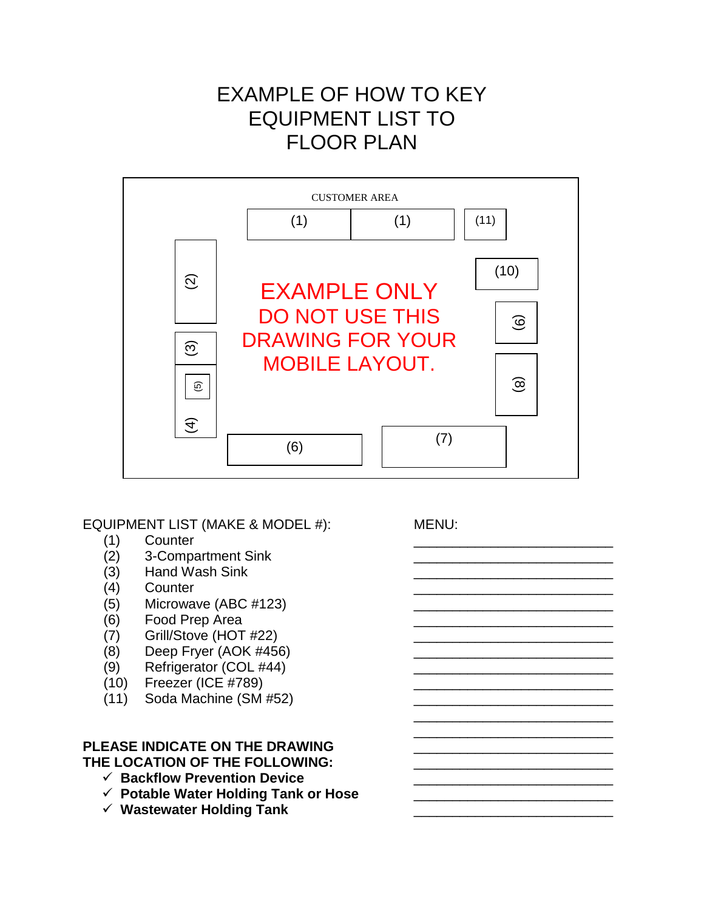# EXAMPLE OF HOW TO KEY EQUIPMENT LIST TO FLOOR PLAN

CUSTOMER AREA

(1) (1) (11)

(2) (10)

EXAMPLE ONLY
DO NOT USE THIS DRAWING FOR YOUR MOBILE LAYOUT.

(3) (9)

(5)

(4) (8)

(6) (7)

EQUIPMENT LIST (MAKE & MODEL #):

(1) Counter
(2) 3-Compartment Sink
(3) Hand Wash Sink
(4) Counter
(5) Microwave (ABC #123)
(6) Food Prep Area
(7) Grill/Stove (HOT #22)
(8) Deep Fryer (AOK #456)
(9) Refrigerator (COL #44)
(10) Freezer (ICE #789)
(11) Soda Machine (SM #52)

**PLEASE INDICATE ON THE DRAWING THE LOCATION OF THE FOLLOWING:**

- ✓ **Backflow Prevention Device**
- ✓ **Potable Water Holding Tank or Hose**
- ✓ **Wastewater Holding Tank**

MENU:

___________________________

___________________________

___________________________

___________________________

___________________________

___________________________

___________________________

___________________________

___________________________

___________________________

___________________________

___________________________

___________________________

___________________________

___________________________

___________________________

___________________________

___________________________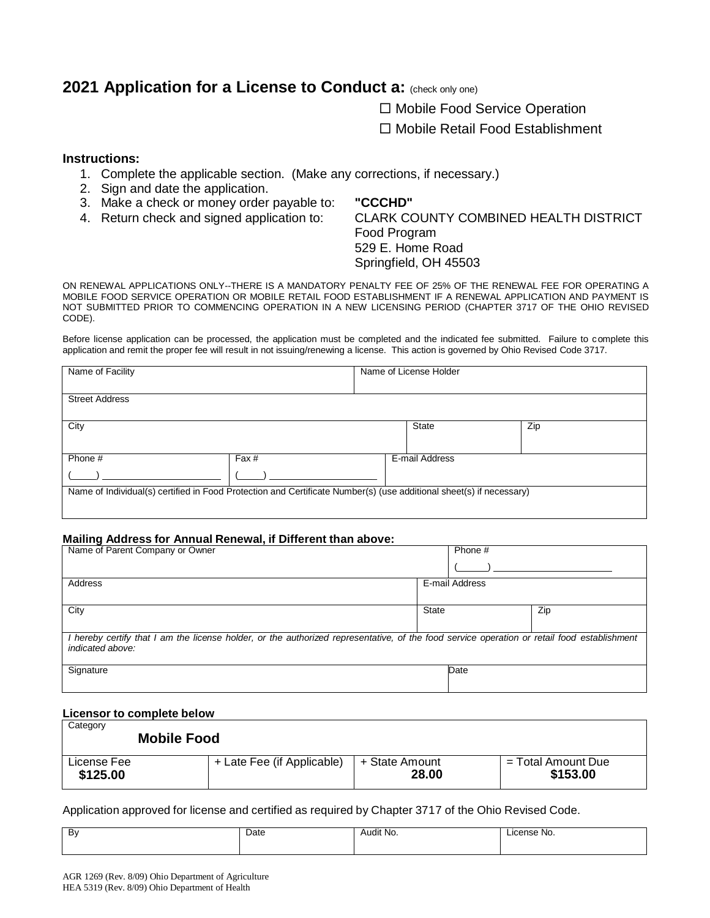## 2021 Application for a License to Conduct a: (check only one)

☐ Mobile Food Service Operation

☐ Mobile Retail Food Establishment

**Instructions:**

1. Complete the applicable section. (Make any corrections, if necessary.)
2. Sign and date the application.
3. Make a check or money order payable to: **"CCCHD"**
4. Return check and signed application to: CLARK COUNTY COMBINED HEALTH DISTRICT
   Food Program
   529 E. Home Road
   Springfield, OH 45503

ON RENEWAL APPLICATIONS ONLY--THERE IS A MANDATORY PENALTY FEE OF 25% OF THE RENEWAL FEE FOR OPERATING A MOBILE FOOD SERVICE OPERATION OR MOBILE RETAIL FOOD ESTABLISHMENT IF A RENEWAL APPLICATION AND PAYMENT IS NOT SUBMITTED PRIOR TO COMMENCING OPERATION IN A NEW LICENSING PERIOD (CHAPTER 3717 OF THE OHIO REVISED CODE).

Before license application can be processed, the application must be completed and the indicated fee submitted. Failure to complete this application and remit the proper fee will result in not issuing/renewing a license. This action is governed by Ohio Revised Code 3717.

| | | |
|---|---|---|
| Name of Facility | Name of License Holder | |
| Street Address | | |
| City | State | Zip |
| Phone # ( ) | Fax # ( ) | E-mail Address |
| Name of Individual(s) certified in Food Protection and Certificate Number(s) (use additional sheet(s) if necessary) | | |

**Mailing Address for Annual Renewal, if Different than above:**

| | | |
|---|---|---|
| Name of Parent Company or Owner | Phone # ( ) | |
| Address | E-mail Address | |
| City | State | Zip |
| *I hereby certify that I am the license holder, or the authorized representative, of the food service operation or retail food establishment indicated above:* | | |
| Signature | Date | |

**Licensor to complete below**

| | | | |
|---|---|---|---|
| Category **Mobile Food** | | | |
| License Fee **$125.00** | + Late Fee (if Applicable) | + State Amount **28.00** | = Total Amount Due **$153.00** |

Application approved for license and certified as required by Chapter 3717 of the Ohio Revised Code.

| By | Date | Audit No. | License No. |
|---|---|---|---|
| | | | |

AGR 1269 (Rev. 8/09) Ohio Department of Agriculture
HEA 5319 (Rev. 8/09) Ohio Department of Health